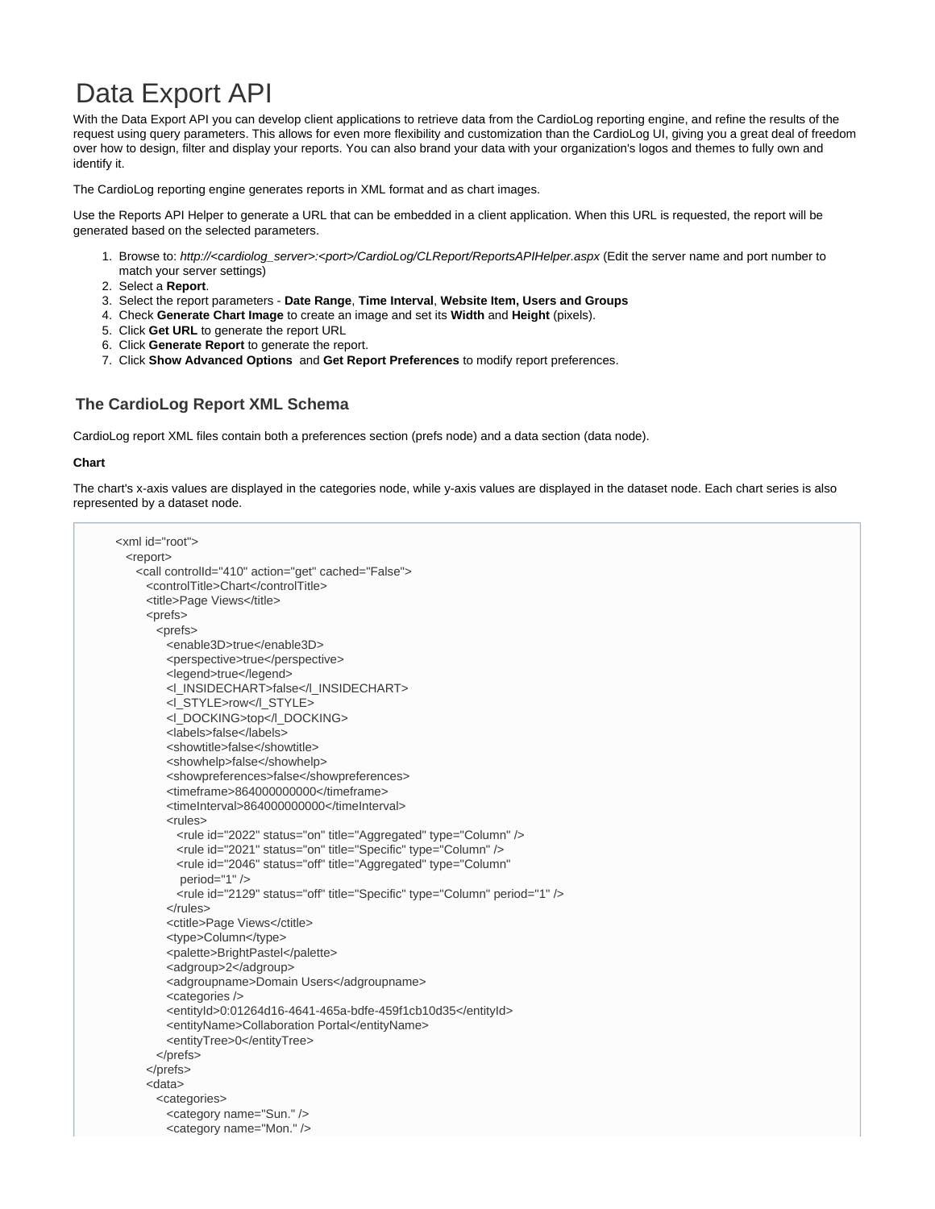# Data Export API

With the Data Export API you can develop client applications to retrieve data from the CardioLog reporting engine, and refine the results of the request using query parameters. This allows for even more flexibility and customization than the CardioLog UI, giving you a great deal of freedom over how to design, filter and display your reports. You can also brand your data with your organization's logos and themes to fully own and identify it.

The CardioLog reporting engine generates reports in XML format and as chart images.

Use the Reports API Helper to generate a URL that can be embedded in a client application. When this URL is requested, the report will be generated based on the selected parameters.

1. Browse to: *http://<cardiolog_server>:<port>/CardioLog/CLReport/ReportsAPIHelper.aspx* (Edit the server name and port number to match your server settings)
2. Select a **Report**.
3. Select the report parameters - **Date Range**, **Time Interval**, **Website Item, Users and Groups**
4. Check **Generate Chart Image** to create an image and set its **Width** and **Height** (pixels).
5. Click **Get URL** to generate the report URL
6. Click **Generate Report** to generate the report.
7. Click **Show Advanced Options** and **Get Report Preferences** to modify report preferences.

## The CardioLog Report XML Schema

CardioLog report XML files contain both a preferences section (prefs node) and a data section (data node).

**Chart**

The chart's x-axis values are displayed in the categories node, while y-axis values are displayed in the dataset node. Each chart series is also represented by a dataset node.

```
<xml id="root">
  <report>
    <call controlId="410" action="get" cached="False">
      <controlTitle>Chart</controlTitle>
      <title>Page Views</title>
      <prefs>
        <prefs>
          <enable3D>true</enable3D>
          <perspective>true</perspective>
          <legend>true</legend>
          <l_INSIDECHART>false</l_INSIDECHART>
          <l_STYLE>row</l_STYLE>
          <l_DOCKING>top</l_DOCKING>
          <labels>false</labels>
          <showtitle>false</showtitle>
          <showhelp>false</showhelp>
          <showpreferences>false</showpreferences>
          <timeframe>864000000000</timeframe>
          <timeInterval>864000000000</timeInterval>
          <rules>
            <rule id="2022" status="on" title="Aggregated" type="Column" />
            <rule id="2021" status="on" title="Specific" type="Column" />
            <rule id="2046" status="off" title="Aggregated" type="Column"
             period="1" />
            <rule id="2129" status="off" title="Specific" type="Column" period="1" />
          </rules>
          <ctitle>Page Views</ctitle>
          <type>Column</type>
          <palette>BrightPastel</palette>
          <adgroup>2</adgroup>
          <adgroupname>Domain Users</adgroupname>
          <categories />
          <entityId>0:01264d16-4641-465a-bdfe-459f1cb10d35</entityId>
          <entityName>Collaboration Portal</entityName>
          <entityTree>0</entityTree>
        </prefs>
      </prefs>
      <data>
        <categories>
          <category name="Sun." />
          <category name="Mon." />
```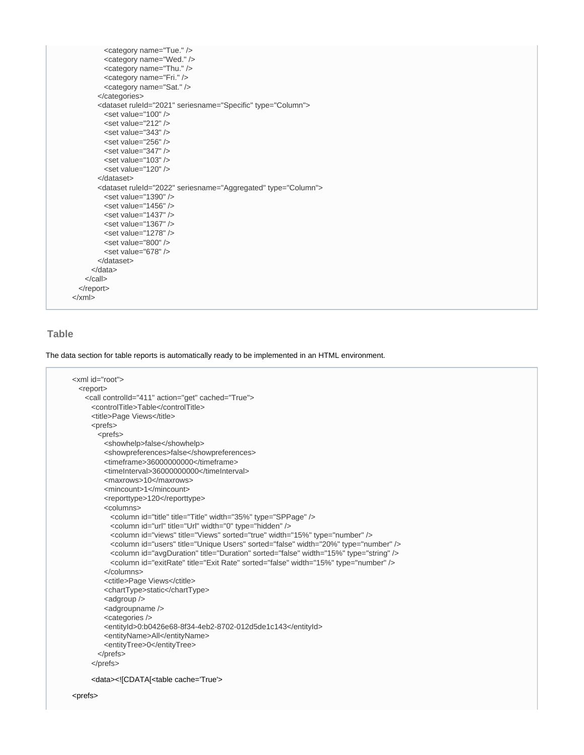```
            <category name="Tue." />
            <category name="Wed." />
            <category name="Thu." />
            <category name="Fri." />
            <category name="Sat." />
          </categories>
          <dataset ruleId="2021" seriesname="Specific" type="Column">
            <set value="100" />
            <set value="212" />
            <set value="343" />
            <set value="256" />
            <set value="347" />
            <set value="103" />
            <set value="120" />
          </dataset>
          <dataset ruleId="2022" seriesname="Aggregated" type="Column">
            <set value="1390" />
            <set value="1456" />
            <set value="1437" />
            <set value="1367" />
            <set value="1278" />
            <set value="800" />
            <set value="678" />
          </dataset>
        </data>
      </call>
    </report>
  </xml>
```

### Table

The data section for table reports is automatically ready to be implemented in an HTML environment.

```
  <xml id="root">
    <report>
      <call controlId="411" action="get" cached="True">
        <controlTitle>Table</controlTitle>
        <title>Page Views</title>
        <prefs>
          <prefs>
            <showhelp>false</showhelp>
            <showpreferences>false</showpreferences>
            <timeframe>36000000000</timeframe>
            <timeInterval>36000000000</timeInterval>
            <maxrows>10</maxrows>
            <mincount>1</mincount>
            <reporttype>120</reporttype>
            <columns>
              <column id="title" title="Title" width="35%" type="SPPage" />
              <column id="url" title="Url" width="0" type="hidden" />
              <column id="views" title="Views" sorted="true" width="15%" type="number" />
              <column id="users" title="Unique Users" sorted="false" width="20%" type="number" />
              <column id="avgDuration" title="Duration" sorted="false" width="15%" type="string" />
              <column id="exitRate" title="Exit Rate" sorted="false" width="15%" type="number" />
            </columns>
            <ctitle>Page Views</ctitle>
            <chartType>static</chartType>
            <adgroup />
            <adgroupname />
            <categories />
            <entityId>0:b0426e68-8f34-4eb2-8702-012d5de1c143</entityId>
            <entityName>All</entityName>
            <entityTree>0</entityTree>
          </prefs>
        </prefs>

        <data><![CDATA[<table cache='True'>

  <prefs>
```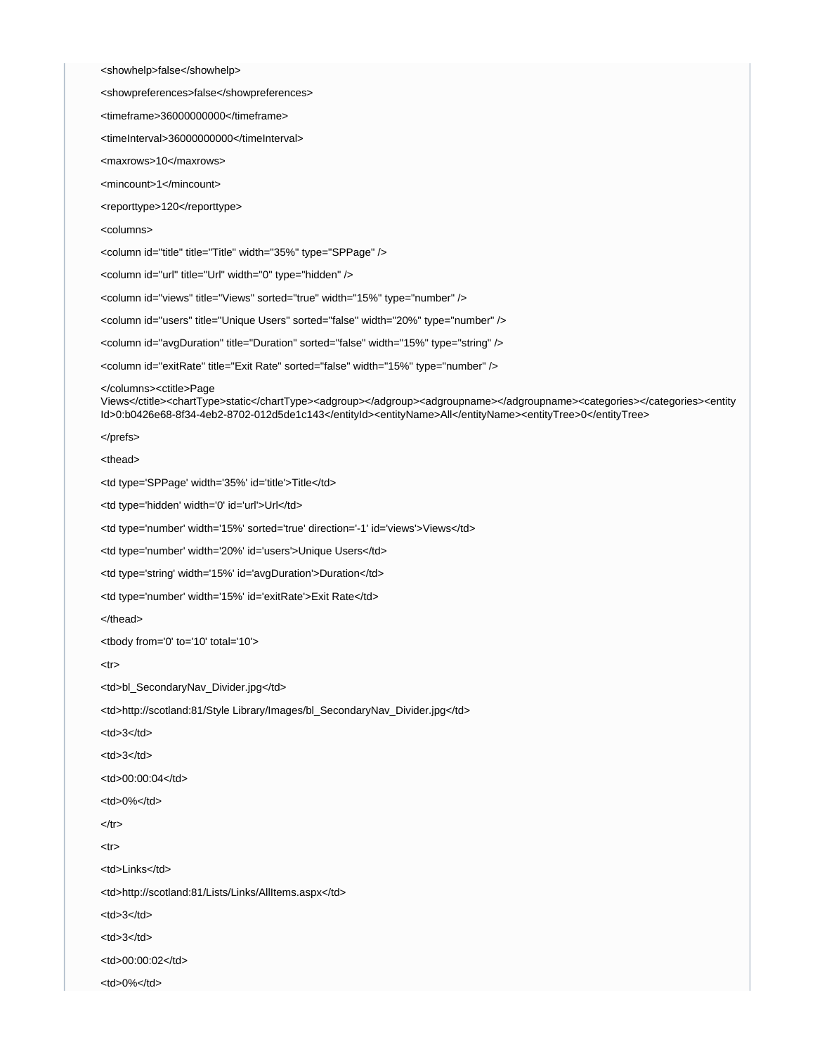```
<showhelp>false</showhelp>

<showpreferences>false</showpreferences>

<timeframe>36000000000</timeframe>

<timeInterval>36000000000</timeInterval>

<maxrows>10</maxrows>

<mincount>1</mincount>

<reporttype>120</reporttype>

<columns>

<column id="title" title="Title" width="35%" type="SPPage" />

<column id="url" title="Url" width="0" type="hidden" />

<column id="views" title="Views" sorted="true" width="15%" type="number" />

<column id="users" title="Unique Users" sorted="false" width="20%" type="number" />

<column id="avgDuration" title="Duration" sorted="false" width="15%" type="string" />

<column id="exitRate" title="Exit Rate" sorted="false" width="15%" type="number" />

</columns><ctitle>Page Views</ctitle><chartType>static</chartType><adgroup></adgroup><adgroupname></adgroupname><categories></categories><entityId>0:b0426e68-8f34-4eb2-8702-012d5de1c143</entityId><entityName>All</entityName><entityTree>0</entityTree>

</prefs>

<thead>

<td type='SPPage' width='35%' id='title'>Title</td>

<td type='hidden' width='0' id='url'>Url</td>

<td type='number' width='15%' sorted='true' direction='-1' id='views'>Views</td>

<td type='number' width='20%' id='users'>Unique Users</td>

<td type='string' width='15%' id='avgDuration'>Duration</td>

<td type='number' width='15%' id='exitRate'>Exit Rate</td>

</thead>

<tbody from='0' to='10' total='10'>

<tr>

<td>bl_SecondaryNav_Divider.jpg</td>

<td>http://scotland:81/Style Library/Images/bl_SecondaryNav_Divider.jpg</td>

<td>3</td>

<td>3</td>

<td>00:00:04</td>

<td>0%</td>

</tr>

<tr>

<td>Links</td>

<td>http://scotland:81/Lists/Links/AllItems.aspx</td>

<td>3</td>

<td>3</td>

<td>00:00:02</td>

<td>0%</td>
```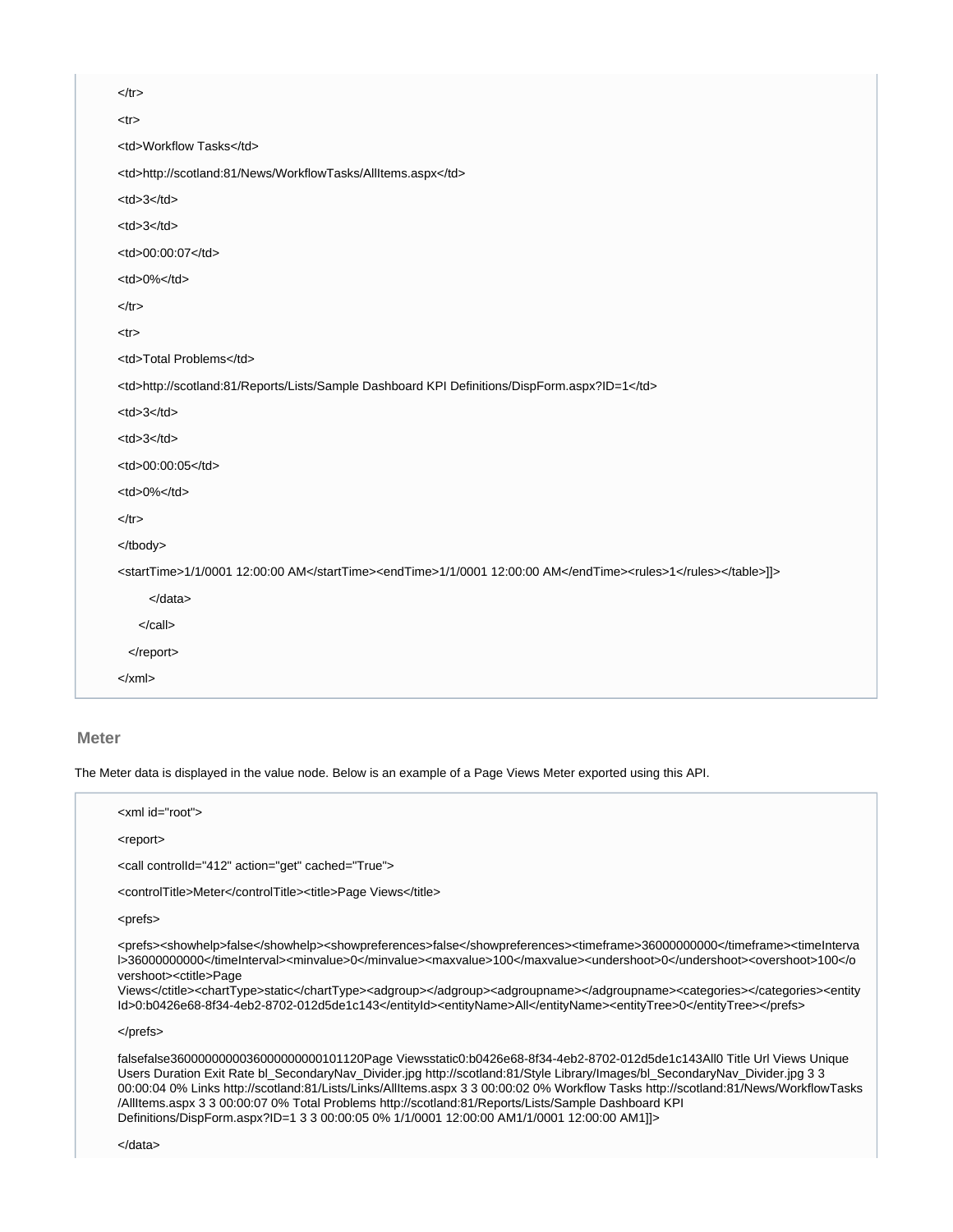```
</tr>

<tr>

<td>Workflow Tasks</td>

<td>http://scotland:81/News/WorkflowTasks/AllItems.aspx</td>

<td>3</td>

<td>3</td>

<td>00:00:07</td>

<td>0%</td>

</tr>

<tr>

<td>Total Problems</td>

<td>http://scotland:81/Reports/Lists/Sample Dashboard KPI Definitions/DispForm.aspx?ID=1</td>

<td>3</td>

<td>3</td>

<td>00:00:05</td>

<td>0%</td>

</tr>

</tbody>

<startTime>1/1/0001 12:00:00 AM</startTime><endTime>1/1/0001 12:00:00 AM</endTime><rules>1</rules></table>]]>

    </data>

  </call>

 </report>

</xml>
```

## Meter

The Meter data is displayed in the value node. Below is an example of a Page Views Meter exported using this API.

```
<xml id="root">

<report>

<call controlId="412" action="get" cached="True">

<controlTitle>Meter</controlTitle><title>Page Views</title>

<prefs>

<prefs><showhelp>false</showhelp><showpreferences>false</showpreferences><timeframe>36000000000</timeframe><timeInterval>36000000000</timeInterval><minvalue>0</minvalue><maxvalue>100</maxvalue><undershoot>0</undershoot><overshoot>100</overshoot><ctitle>Page
Views</ctitle><chartType>static</chartType><adgroup></adgroup><adgroupname></adgroupname><categories></categories><entityId>0:b0426e68-8f34-4eb2-8702-012d5de1c143</entityId><entityName>All</entityName><entityTree>0</entityTree></prefs>

</prefs>

falsefalse3600000000036000000000101120Page Viewsstatic0:b0426e68-8f34-4eb2-8702-012d5de1c143All0 Title Url Views Unique
Users Duration Exit Rate bl_SecondaryNav_Divider.jpg http://scotland:81/Style Library/Images/bl_SecondaryNav_Divider.jpg 3 3
00:00:04 0% Links http://scotland:81/Lists/Links/AllItems.aspx 3 3 00:00:02 0% Workflow Tasks http://scotland:81/News/WorkflowTasks
/AllItems.aspx 3 3 00:00:07 0% Total Problems http://scotland:81/Reports/Lists/Sample Dashboard KPI
Definitions/DispForm.aspx?ID=1 3 3 00:00:05 0% 1/1/0001 12:00:00 AM1/1/0001 12:00:00 AM1]]>

</data>
```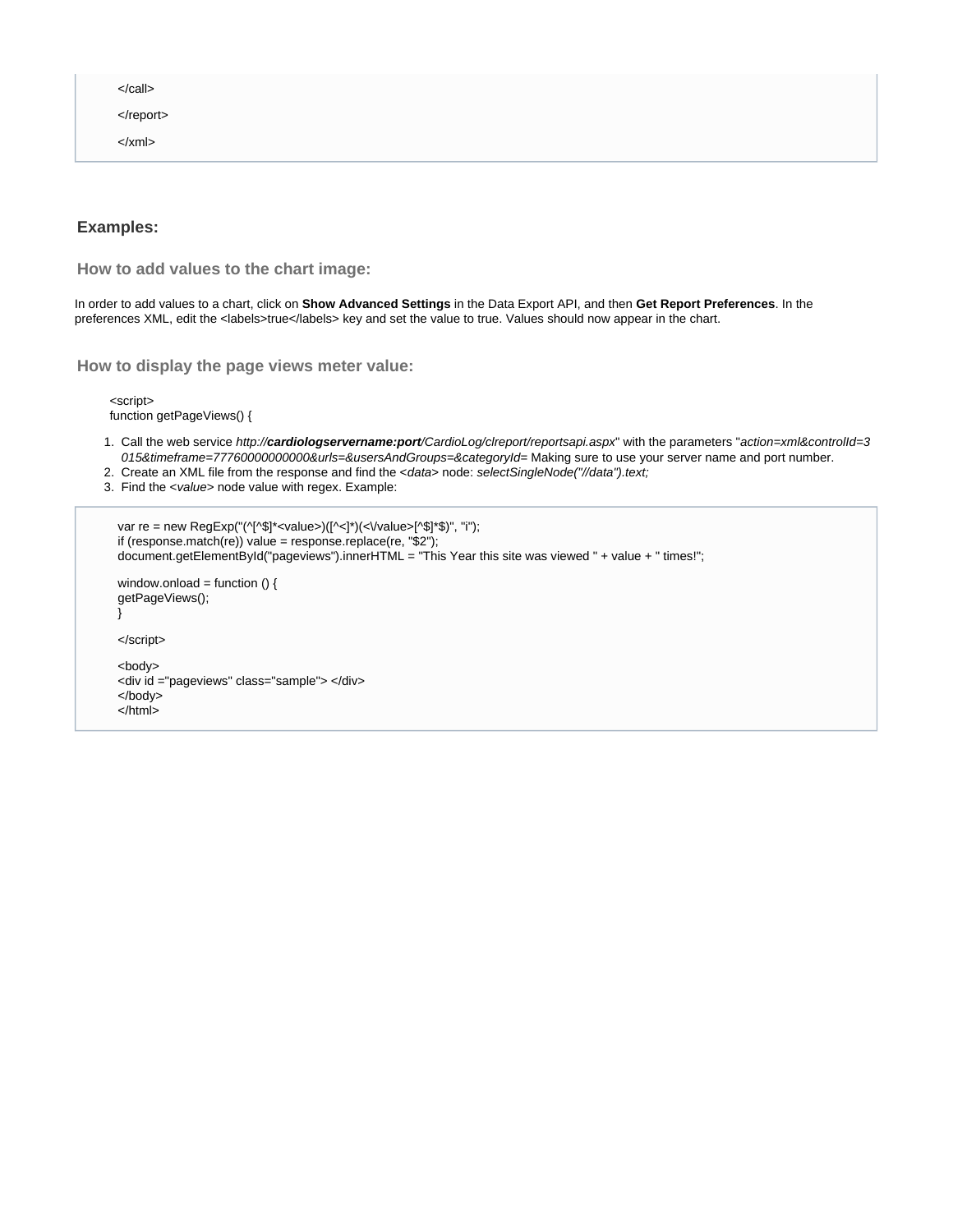```
</call>

</report>

</xml>
```

### Examples:

#### How to add values to the chart image:

In order to add values to a chart, click on **Show Advanced Settings** in the Data Export API, and then **Get Report Preferences**. In the preferences XML, edit the <labels>true</labels> key and set the value to true. Values should now appear in the chart.

#### How to display the page views meter value:

<script>
function getPageViews() {

1. Call the web service *http://**cardiologservername:port**/CardioLog/clreport/reportsapi.aspx*" with the parameters "*action=xml&controlId=3015&timeframe=77760000000000&urls=&usersAndGroups=&categoryId*= Making sure to use your server name and port number.
2. Create an XML file from the response and find the <*data*> node: *selectSingleNode("//data").text;*
3. Find the <*value*> node value with regex. Example:

```
var re = new RegExp("(^[^$]*<value>)([^<]*)(<\/value>[^$]*$)", "i");
if (response.match(re)) value = response.replace(re, "$2");
document.getElementById("pageviews").innerHTML = "This Year this site was viewed " + value + " times!";

window.onload = function () {
getPageViews();
}

</script>

<body>
<div id ="pageviews" class="sample"> </div>
</body>
</html>
```